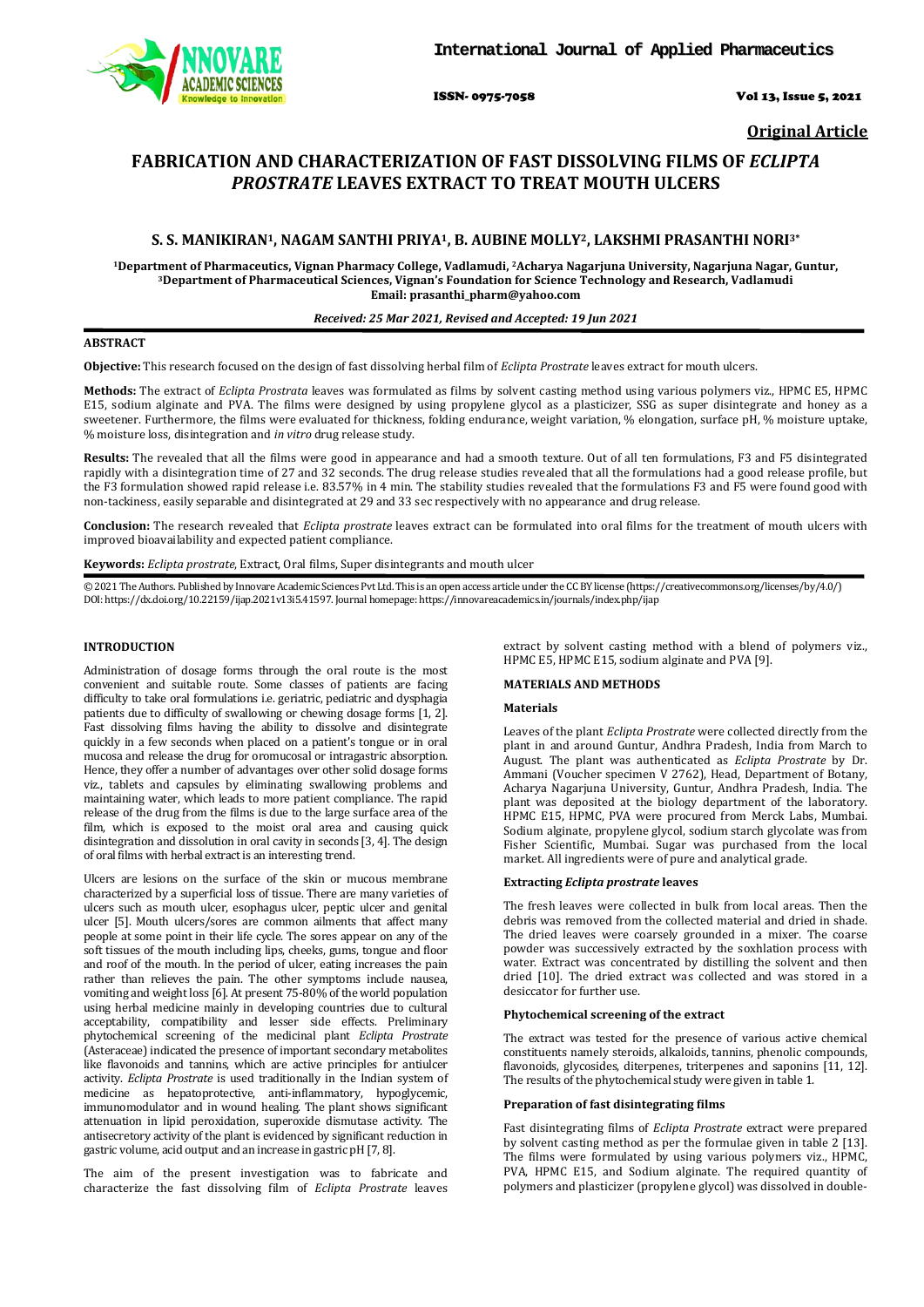Original Article

# FABRICATION AND CHARACTERIZATION OF FAST DISSOLVING FILMS OF *ECLIPTA PROSTRATE* LEAVES EXTRACT TO TREAT MOUTH ULCERS

**S. S. MANIKIRAN[1], NAGAM SANTHI PRIYA[1], B. AUBINE MOLLY[2], LAKSHMI PRASANTHI NORI[3*]**

[1]Department of Pharmaceutics, Vignan Pharmacy College, Vadlamudi, [2]Acharya Nagarjuna University, Nagarjuna Nagar, Guntur, [3]Department of Pharmaceutical Sciences, Vignan's Foundation for Science Technology and Research, Vadlamudi
Email: prasanthi_pharm@yahoo.com

*Received: 25 Mar 2021, Revised and Accepted: 19 Jun 2021*

## ABSTRACT

**Objective:** This research focused on the design of fast dissolving herbal film of *Eclipta Prostrate* leaves extract for mouth ulcers.

**Methods:** The extract of *Eclipta Prostrata* leaves was formulated as films by solvent casting method using various polymers viz., HPMC E5, HPMC E15, sodium alginate and PVA. The films were designed by using propylene glycol as a plasticizer, SSG as super disintegrate and honey as a sweetener. Furthermore, the films were evaluated for thickness, folding endurance, weight variation, % elongation, surface pH, % moisture uptake, % moisture loss, disintegration and *in vitro* drug release study.

**Results:** The revealed that all the films were good in appearance and had a smooth texture. Out of all ten formulations, F3 and F5 disintegrated rapidly with a disintegration time of 27 and 32 seconds. The drug release studies revealed that all the formulations had a good release profile, but the F3 formulation showed rapid release i.e. 83.57% in 4 min. The stability studies revealed that the formulations F3 and F5 were found good with non-tackiness, easily separable and disintegrated at 29 and 33 sec respectively with no appearance and drug release.

**Conclusion:** The research revealed that *Eclipta prostrate* leaves extract can be formulated into oral films for the treatment of mouth ulcers with improved bioavailability and expected patient compliance.

**Keywords:** *Eclipta prostrate*, Extract, Oral films, Super disintegrants and mouth ulcer

© 2021 The Authors. Published by Innovare Academic Sciences Pvt Ltd. This is an open access article under the CC BY license (https://creativecommons.org/licenses/by/4.0/)
DOI: https://dx.doi.org/10.22159/ijap.2021v13i5.41597. Journal homepage: https://innovareacademics.in/journals/index.php/ijap

## INTRODUCTION

Administration of dosage forms through the oral route is the most convenient and suitable route. Some classes of patients are facing difficulty to take oral formulations i.e. geriatric, pediatric and dysphagia patients due to difficulty of swallowing or chewing dosage forms [1, 2]. Fast dissolving films having the ability to dissolve and disintegrate quickly in a few seconds when placed on a patient's tongue or in oral mucosa and release the drug for oromucosal or intragastric absorption. Hence, they offer a number of advantages over other solid dosage forms viz., tablets and capsules by eliminating swallowing problems and maintaining water, which leads to more patient compliance. The rapid release of the drug from the films is due to the large surface area of the film, which is exposed to the moist oral area and causing quick disintegration and dissolution in oral cavity in seconds [3, 4]. The design of oral films with herbal extract is an interesting trend.

Ulcers are lesions on the surface of the skin or mucous membrane characterized by a superficial loss of tissue. There are many varieties of ulcers such as mouth ulcer, esophagus ulcer, peptic ulcer and genital ulcer [5]. Mouth ulcers/sores are common ailments that affect many people at some point in their life cycle. The sores appear on any of the soft tissues of the mouth including lips, cheeks, gums, tongue and floor and roof of the mouth. In the period of ulcer, eating increases the pain rather than relieves the pain. The other symptoms include nausea, vomiting and weight loss [6]. At present 75-80% of the world population using herbal medicine mainly in developing countries due to cultural acceptability, compatibility and lesser side effects. Preliminary phytochemical screening of the medicinal plant *Eclipta Prostrate* (Asteraceae) indicated the presence of important secondary metabolites like flavonoids and tannins, which are active principles for antiulcer activity. *Eclipta Prostrate* is used traditionally in the Indian system of medicine as hepatoprotective, anti-inflammatory, hypoglycemic, immunomodulator and in wound healing. The plant shows significant attenuation in lipid peroxidation, superoxide dismutase activity. The antisecretory activity of the plant is evidenced by significant reduction in gastric volume, acid output and an increase in gastric pH [7, 8].

The aim of the present investigation was to fabricate and characterize the fast dissolving film of *Eclipta Prostrate* leaves extract by solvent casting method with a blend of polymers viz., HPMC E5, HPMC E15, sodium alginate and PVA [9].

## MATERIALS AND METHODS

### Materials

Leaves of the plant *Eclipta Prostrate* were collected directly from the plant in and around Guntur, Andhra Pradesh, India from March to August. The plant was authenticated as *Eclipta Prostrate* by Dr. Ammani (Voucher specimen V 2762), Head, Department of Botany, Acharya Nagarjuna University, Guntur, Andhra Pradesh, India. The plant was deposited at the biology department of the laboratory. HPMC E15, HPMC, PVA were procured from Merck Labs, Mumbai. Sodium alginate, propylene glycol, sodium starch glycolate was from Fisher Scientific, Mumbai. Sugar was purchased from the local market. All ingredients were of pure and analytical grade.

### Extracting *Eclipta prostrate* leaves

The fresh leaves were collected in bulk from local areas. Then the debris was removed from the collected material and dried in shade. The dried leaves were coarsely grounded in a mixer. The coarse powder was successively extracted by the soxhlation process with water. Extract was concentrated by distilling the solvent and then dried [10]. The dried extract was collected and was stored in a desiccator for further use.

### Phytochemical screening of the extract

The extract was tested for the presence of various active chemical constituents namely steroids, alkaloids, tannins, phenolic compounds, flavonoids, glycosides, diterpenes, triterpenes and saponins [11, 12]. The results of the phytochemical study were given in table 1.

### Preparation of fast disintegrating films

Fast disintegrating films of *Eclipta Prostrate* extract were prepared by solvent casting method as per the formulae given in table 2 [13]. The films were formulated by using various polymers viz., HPMC, PVA, HPMC E15, and Sodium alginate. The required quantity of polymers and plasticizer (propylene glycol) was dissolved in double-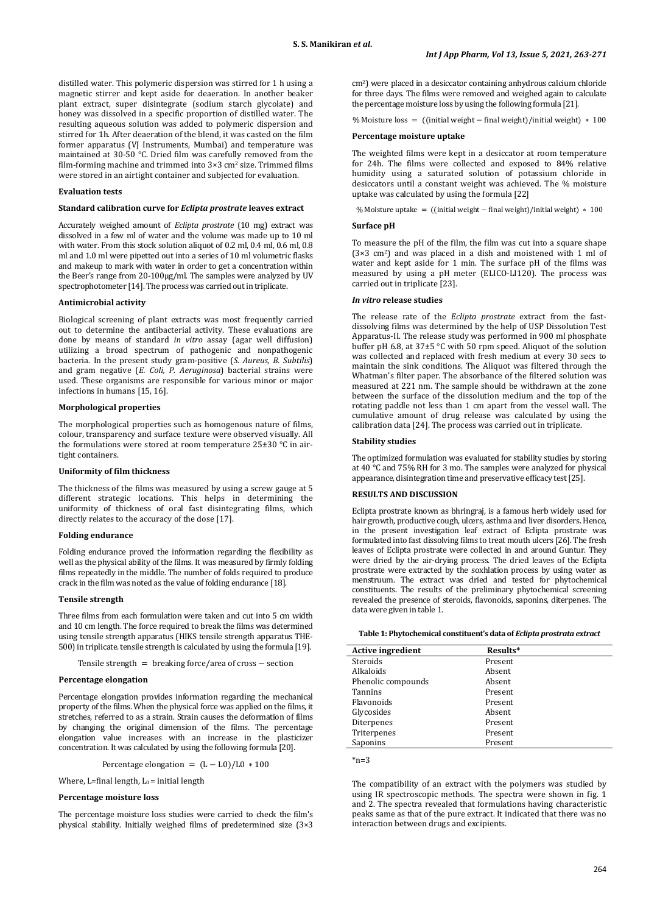distilled water. This polymeric dispersion was stirred for 1 h using a magnetic stirrer and kept aside for deaeration. In another beaker plant extract, super disintegrate (sodium starch glycolate) and honey was dissolved in a specific proportion of distilled water. The resulting aqueous solution was added to polymeric dispersion and stirred for 1h. After deaeration of the blend, it was casted on the film former apparatus (VJ Instruments, Mumbai) and temperature was maintained at 30-50 °C. Dried film was carefully removed from the film-forming machine and trimmed into 3×3 cm² size. Trimmed films were stored in an airtight container and subjected for evaluation.

### Evaluation tests

#### Standard calibration curve for *Eclipta prostrate* leaves extract

Accurately weighed amount of *Eclipta prostrate* (10 mg) extract was dissolved in a few ml of water and the volume was made up to 10 ml with water. From this stock solution aliquot of 0.2 ml, 0.4 ml, 0.6 ml, 0.8 ml and 1.0 ml were pipetted out into a series of 10 ml volumetric flasks and makeup to mark with water in order to get a concentration within the Beer's range from 20-100µg/ml. The samples were analyzed by UV spectrophotometer [14]. The process was carried out in triplicate.

#### Antimicrobial activity

Biological screening of plant extracts was most frequently carried out to determine the antibacterial activity. These evaluations are done by means of standard *in vitro* assay (agar well diffusion) utilizing a broad spectrum of pathogenic and nonpathogenic bacteria. In the present study gram-positive (*S. Aureus, B. Subtilis*) and gram negative (*E. Coli, P. Aeruginosa*) bacterial strains were used. These organisms are responsible for various minor or major infections in humans [15, 16].

#### Morphological properties

The morphological properties such as homogenous nature of films, colour, transparency and surface texture were observed visually. All the formulations were stored at room temperature 25±30 °C in air-tight containers.

#### Uniformity of film thickness

The thickness of the films was measured by using a screw gauge at 5 different strategic locations. This helps in determining the uniformity of thickness of oral fast disintegrating films, which directly relates to the accuracy of the dose [17].

#### Folding endurance

Folding endurance proved the information regarding the flexibility as well as the physical ability of the films. It was measured by firmly folding films repeatedly in the middle. The number of folds required to produce crack in the film was noted as the value of folding endurance [18].

#### Tensile strength

Three films from each formulation were taken and cut into 5 cm width and 10 cm length. The force required to break the films was determined using tensile strength apparatus (HIKS tensile strength apparatus THE-500) in triplicate. tensile strength is calculated by using the formula [19].

$$\text{Tensile strength} = \text{breaking force}/\text{area of cross} - \text{section}$$

#### Percentage elongation

Percentage elongation provides information regarding the mechanical property of the films. When the physical force was applied on the films, it stretches, referred to as a strain. Strain causes the deformation of films by changing the original dimension of the films. The percentage elongation value increases with an increase in the plasticizer concentration. It was calculated by using the following formula [20].

$$\text{Percentage elongation} = (L - L0)/L0 * 100$$

Where, L=final length, $L_0$ = initial length

#### Percentage moisture loss

The percentage moisture loss studies were carried to check the film's physical stability. Initially weighed films of predetermined size (3×3 cm²) were placed in a desiccator containing anhydrous calcium chloride for three days. The films were removed and weighed again to calculate the percentage moisture loss by using the following formula [21].

$$\%\text{ Moisture loss} = ((\text{initial weight} - \text{final weight})/\text{initial weight}) * 100$$

#### Percentage moisture uptake

The weighted films were kept in a desiccator at room temperature for 24h. The films were collected and exposed to 84% relative humidity using a saturated solution of potassium chloride in desiccators until a constant weight was achieved. The % moisture uptake was calculated by using the formula [22]

$$\%\text{ Moisture uptake} = ((\text{initial weight} - \text{final weight})/\text{initial weight}) * 100$$

#### Surface pH

To measure the pH of the film, the film was cut into a square shape (3×3 cm²) and was placed in a dish and moistened with 1 ml of water and kept aside for 1 min. The surface pH of the films was measured by using a pH meter (ELICO-LI120). The process was carried out in triplicate [23].

#### *In vitro* release studies

The release rate of the *Eclipta prostrate* extract from the fast-dissolving films was determined by the help of USP Dissolution Test Apparatus-II. The release study was performed in 900 ml phosphate buffer pH 6.8, at 37±5 °C with 50 rpm speed. Aliquot of the solution was collected and replaced with fresh medium at every 30 secs to maintain the sink conditions. The Aliquot was filtered through the Whatman's filter paper. The absorbance of the filtered solution was measured at 221 nm. The sample should be withdrawn at the zone between the surface of the dissolution medium and the top of the rotating paddle not less than 1 cm apart from the vessel wall. The cumulative amount of drug release was calculated by using the calibration data [24]. The process was carried out in triplicate.

#### Stability studies

The optimized formulation was evaluated for stability studies by storing at 40 °C and 75% RH for 3 mo. The samples were analyzed for physical appearance, disintegration time and preservative efficacy test [25].

## RESULTS AND DISCUSSION

Eclipta prostrate known as bhringraj, is a famous herb widely used for hair growth, productive cough, ulcers, asthma and liver disorders. Hence, in the present investigation leaf extract of Eclipta prostrate was formulated into fast dissolving films to treat mouth ulcers [26]. The fresh leaves of Eclipta prostrate were collected in and around Guntur. They were dried by the air-drying process. The dried leaves of the Eclipta prostrate were extracted by the soxhlation process by using water as menstruum. The extract was dried and tested for phytochemical constituents. The results of the preliminary phytochemical screening revealed the presence of steroids, flavonoids, saponins, diterpenes. The data were given in table 1.

**Table 1: Phytochemical constituent's data of *Eclipta prostrata extract***

| Active ingredient | Results* |
|---|---|
| Steroids | Present |
| Alkaloids | Absent |
| Phenolic compounds | Absent |
| Tannins | Present |
| Flavonoids | Present |
| Glycosides | Absent |
| Diterpenes | Present |
| Triterpenes | Present |
| Saponins | Present |

*n=3

The compatibility of an extract with the polymers was studied by using IR spectroscopic methods. The spectra were shown in fig. 1 and 2. The spectra revealed that formulations having characteristic peaks same as that of the pure extract. It indicated that there was no interaction between drugs and excipients.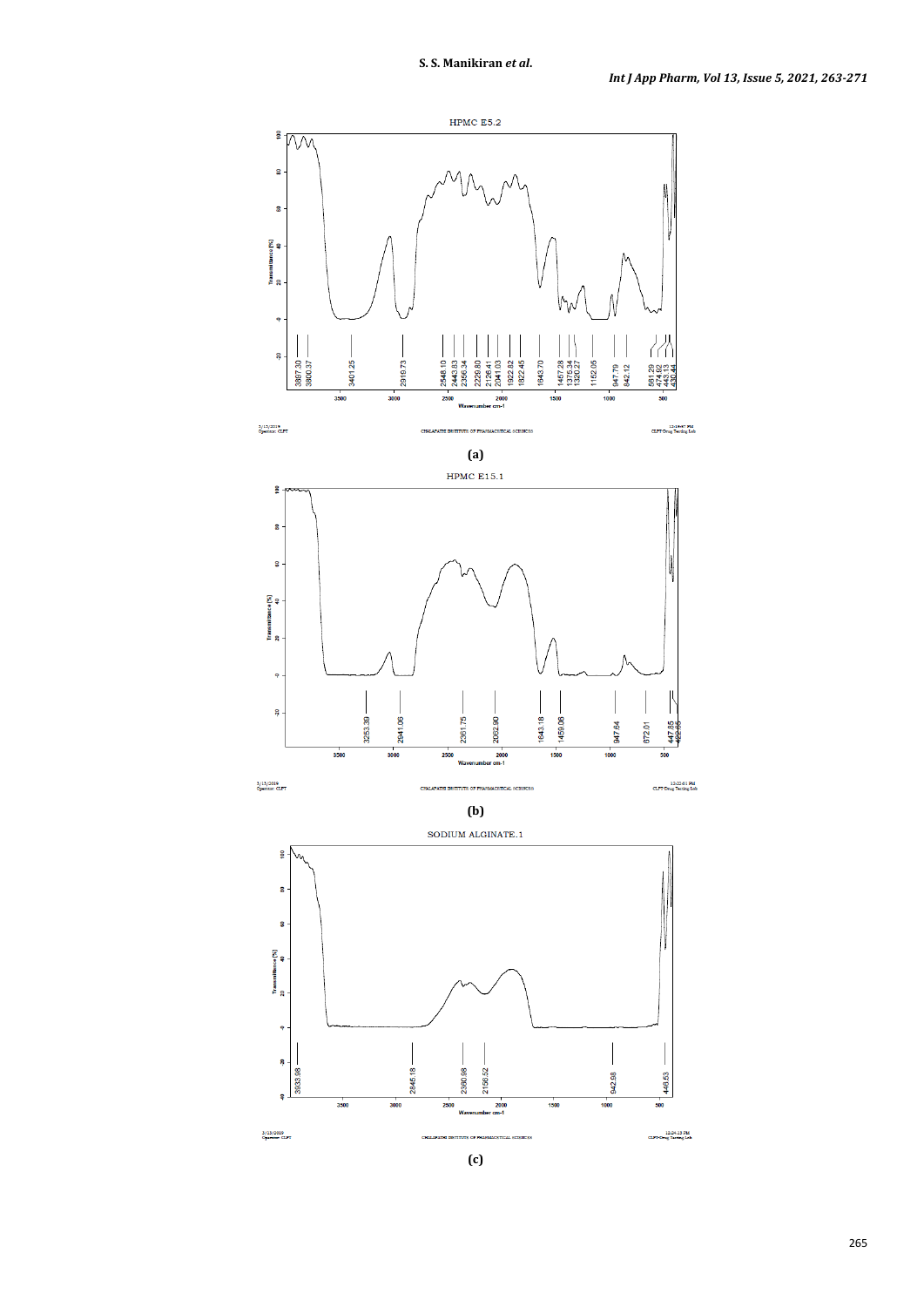**(a)**

**(b)**

**(c)**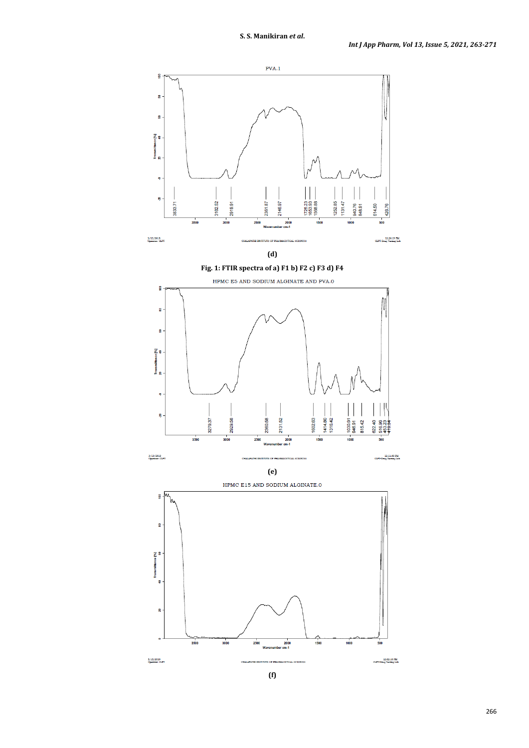(d)

**Fig. 1: FTIR spectra of a) F1 b) F2 c) F3 d) F4**

(e)

(f)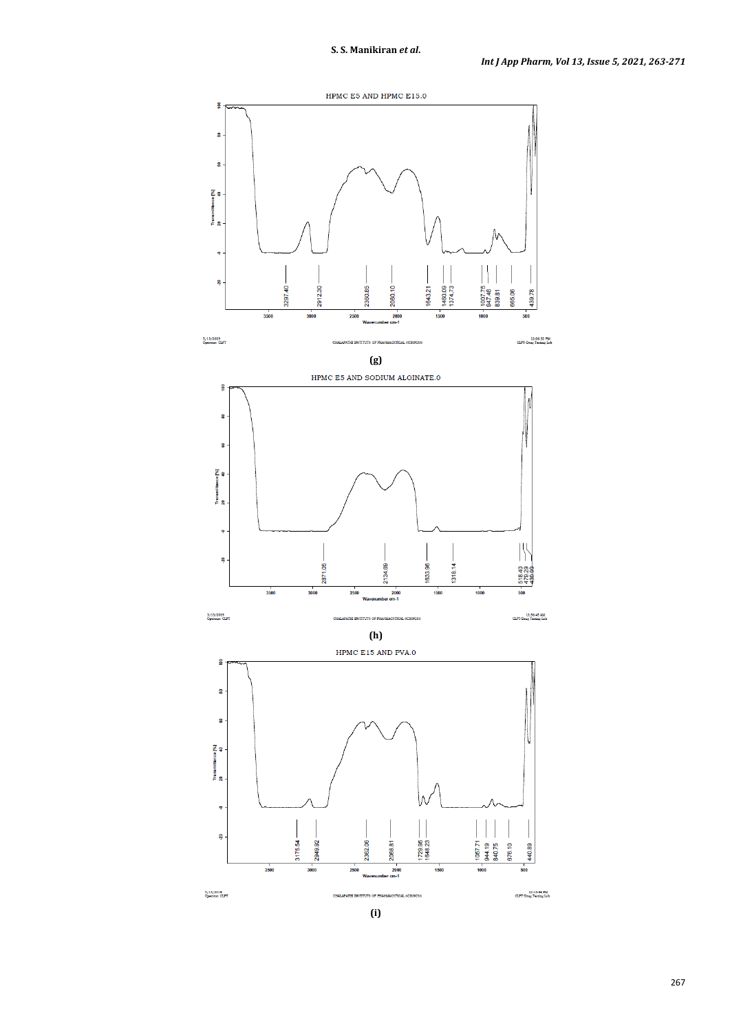HPMC E5 AND HPMC E15.0

(g)

HPMC E5 AND SODIUM ALGINATE.0

(h)

HPMC E15 AND PVA.0

(i)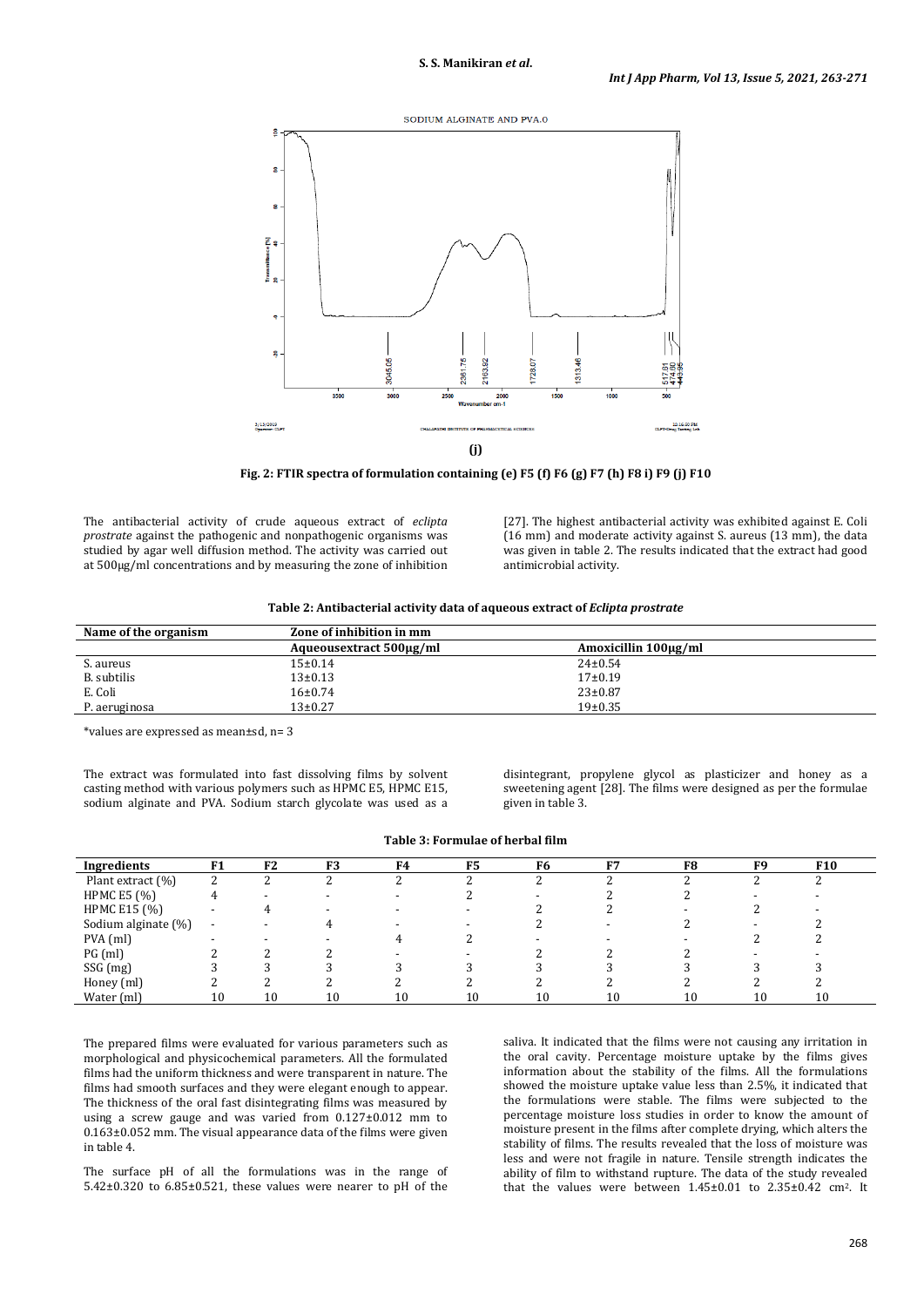(j)

**Fig. 2: FTIR spectra of formulation containing (e) F5 (f) F6 (g) F7 (h) F8 i) F9 (j) F10**

The antibacterial activity of crude aqueous extract of *eclipta prostrate* against the pathogenic and nonpathogenic organisms was studied by agar well diffusion method. The activity was carried out at 500μg/ml concentrations and by measuring the zone of inhibition [27]. The highest antibacterial activity was exhibited against E. Coli (16 mm) and moderate activity against S. aureus (13 mm), the data was given in table 2. The results indicated that the extract had good antimicrobial activity.

**Table 2: Antibacterial activity data of aqueous extract of *Eclipta prostrate***

| Name of the organism | Zone of inhibition in mm | |
|---|---|---|
| | Aqueousextract 500μg/ml | Amoxicillin 100μg/ml |
| S. aureus | 15±0.14 | 24±0.54 |
| B. subtilis | 13±0.13 | 17±0.19 |
| E. Coli | 16±0.74 | 23±0.87 |
| P. aeruginosa | 13±0.27 | 19±0.35 |

*values are expressed as mean±sd, n= 3

The extract was formulated into fast dissolving films by solvent casting method with various polymers such as HPMC E5, HPMC E15, sodium alginate and PVA. Sodium starch glycolate was used as a disintegrant, propylene glycol as plasticizer and honey as a sweetening agent [28]. The films were designed as per the formulae given in table 3.

**Table 3: Formulae of herbal film**

| Ingredients | F1 | F2 | F3 | F4 | F5 | F6 | F7 | F8 | F9 | F10 |
|---|---|---|---|---|---|---|---|---|---|---|
| Plant extract (%) | 2 | 2 | 2 | 2 | 2 | 2 | 2 | 2 | 2 | 2 |
| HPMC E5 (%) | 4 | - | - | - | 2 | - | 2 | 2 | - | - |
| HPMC E15 (%) | - | 4 | - | - | - | 2 | 2 | - | 2 | - |
| Sodium alginate (%) | - | - | 4 | - | - | 2 | - | 2 | - | 2 |
| PVA (ml) | - | - | - | 4 | 2 | - | - | - | 2 | 2 |
| PG (ml) | 2 | 2 | 2 | - | - | 2 | 2 | 2 | - | - |
| SSG (mg) | 3 | 3 | 3 | 3 | 3 | 3 | 3 | 3 | 3 | 3 |
| Honey (ml) | 2 | 2 | 2 | 2 | 2 | 2 | 2 | 2 | 2 | 2 |
| Water (ml) | 10 | 10 | 10 | 10 | 10 | 10 | 10 | 10 | 10 | 10 |

The prepared films were evaluated for various parameters such as morphological and physicochemical parameters. All the formulated films had the uniform thickness and were transparent in nature. The films had smooth surfaces and they were elegant enough to appear. The thickness of the oral fast disintegrating films was measured by using a screw gauge and was varied from 0.127±0.012 mm to 0.163±0.052 mm. The visual appearance data of the films were given in table 4.

The surface pH of all the formulations was in the range of 5.42±0.320 to 6.85±0.521, these values were nearer to pH of the saliva. It indicated that the films were not causing any irritation in the oral cavity. Percentage moisture uptake by the films gives information about the stability of the films. All the formulations showed the moisture uptake value less than 2.5%, it indicated that the formulations were stable. The films were subjected to the percentage moisture loss studies in order to know the amount of moisture present in the films after complete drying, which alters the stability of films. The results revealed that the loss of moisture was less and were not fragile in nature. Tensile strength indicates the ability of film to withstand rupture. The data of the study revealed that the values were between 1.45±0.01 to 2.35±0.42 $cm^2$. It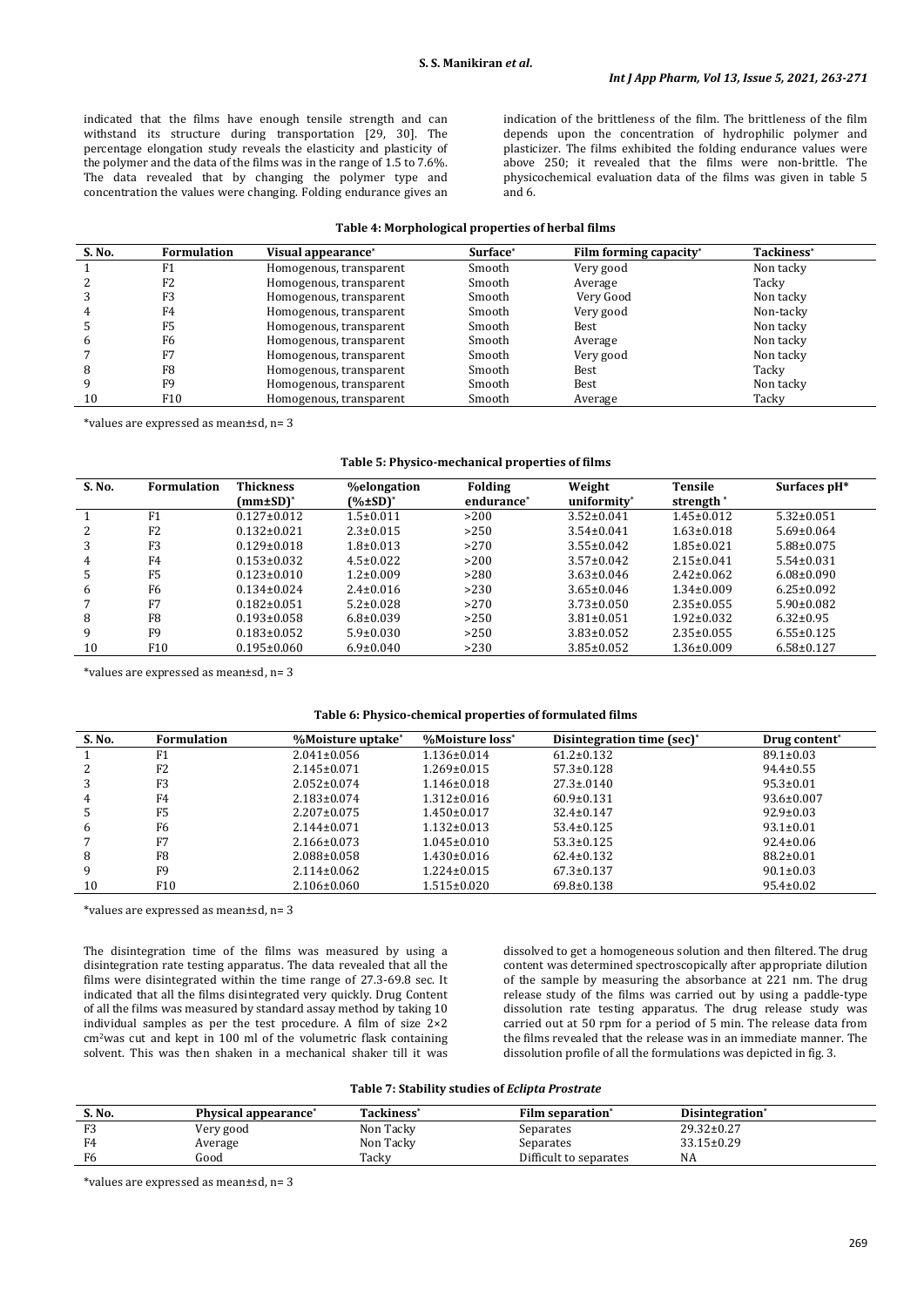indicated that the films have enough tensile strength and can withstand its structure during transportation [29, 30]. The percentage elongation study reveals the elasticity and plasticity of the polymer and the data of the films was in the range of 1.5 to 7.6%. The data revealed that by changing the polymer type and concentration the values were changing. Folding endurance gives an indication of the brittleness of the film. The brittleness of the film depends upon the concentration of hydrophilic polymer and plasticizer. The films exhibited the folding endurance values were above 250; it revealed that the films were non-brittle. The physicochemical evaluation data of the films was given in table 5 and 6.

**Table 4: Morphological properties of herbal films**

| S. No. | Formulation | Visual appearance* | Surface* | Film forming capacity* | Tackiness* |
|---|---|---|---|---|---|
| 1 | F1 | Homogenous, transparent | Smooth | Very good | Non tacky |
| 2 | F2 | Homogenous, transparent | Smooth | Average | Tacky |
| 3 | F3 | Homogenous, transparent | Smooth | Very Good | Non tacky |
| 4 | F4 | Homogenous, transparent | Smooth | Very good | Non-tacky |
| 5 | F5 | Homogenous, transparent | Smooth | Best | Non tacky |
| 6 | F6 | Homogenous, transparent | Smooth | Average | Non tacky |
| 7 | F7 | Homogenous, transparent | Smooth | Very good | Non tacky |
| 8 | F8 | Homogenous, transparent | Smooth | Best | Tacky |
| 9 | F9 | Homogenous, transparent | Smooth | Best | Non tacky |
| 10 | F10 | Homogenous, transparent | Smooth | Average | Tacky |

*values are expressed as mean±sd, n= 3

**Table 5: Physico-mechanical properties of films**

| S. No. | Formulation | Thickness (mm±SD)* | %elongation (%±SD)* | Folding endurance* | Weight uniformity* | Tensile strength * | Surfaces pH* |
|---|---|---|---|---|---|---|---|
| 1 | F1 | 0.127±0.012 | 1.5±0.011 | >200 | 3.52±0.041 | 1.45±0.012 | 5.32±0.051 |
| 2 | F2 | 0.132±0.021 | 2.3±0.015 | >250 | 3.54±0.041 | 1.63±0.018 | 5.69±0.064 |
| 3 | F3 | 0.129±0.018 | 1.8±0.013 | >270 | 3.55±0.042 | 1.85±0.021 | 5.88±0.075 |
| 4 | F4 | 0.153±0.032 | 4.5±0.022 | >200 | 3.57±0.042 | 2.15±0.041 | 5.54±0.031 |
| 5 | F5 | 0.123±0.010 | 1.2±0.009 | >280 | 3.63±0.046 | 2.42±0.062 | 6.08±0.090 |
| 6 | F6 | 0.134±0.024 | 2.4±0.016 | >230 | 3.65±0.046 | 1.34±0.009 | 6.25±0.092 |
| 7 | F7 | 0.182±0.051 | 5.2±0.028 | >270 | 3.73±0.050 | 2.35±0.055 | 5.90±0.082 |
| 8 | F8 | 0.193±0.058 | 6.8±0.039 | >250 | 3.81±0.051 | 1.92±0.032 | 6.32±0.95 |
| 9 | F9 | 0.183±0.052 | 5.9±0.030 | >250 | 3.83±0.052 | 2.35±0.055 | 6.55±0.125 |
| 10 | F10 | 0.195±0.060 | 6.9±0.040 | >230 | 3.85±0.052 | 1.36±0.009 | 6.58±0.127 |

*values are expressed as mean±sd, n= 3

**Table 6: Physico-chemical properties of formulated films**

| S. No. | Formulation | %Moisture uptake* | %Moisture loss* | Disintegration time (sec)* | Drug content* |
|---|---|---|---|---|---|
| 1 | F1 | 2.041±0.056 | 1.136±0.014 | 61.2±0.132 | 89.1±0.03 |
| 2 | F2 | 2.145±0.071 | 1.269±0.015 | 57.3±0.128 | 94.4±0.55 |
| 3 | F3 | 2.052±0.074 | 1.146±0.018 | 27.3±.0140 | 95.3±0.01 |
| 4 | F4 | 2.183±0.074 | 1.312±0.016 | 60.9±0.131 | 93.6±0.007 |
| 5 | F5 | 2.207±0.075 | 1.450±0.017 | 32.4±0.147 | 92.9±0.03 |
| 6 | F6 | 2.144±0.071 | 1.132±0.013 | 53.4±0.125 | 93.1±0.01 |
| 7 | F7 | 2.166±0.073 | 1.045±0.010 | 53.3±0.125 | 92.4±0.06 |
| 8 | F8 | 2.088±0.058 | 1.430±0.016 | 62.4±0.132 | 88.2±0.01 |
| 9 | F9 | 2.114±0.062 | 1.224±0.015 | 67.3±0.137 | 90.1±0.03 |
| 10 | F10 | 2.106±0.060 | 1.515±0.020 | 69.8±0.138 | 95.4±0.02 |

*values are expressed as mean±sd, n= 3

The disintegration time of the films was measured by using a disintegration rate testing apparatus. The data revealed that all the films were disintegrated within the time range of 27.3-69.8 sec. It indicated that all the films disintegrated very quickly. Drug Content of all the films was measured by standard assay method by taking 10 individual samples as per the test procedure. A film of size 2×2 $cm^2$was cut and kept in 100 ml of the volumetric flask containing solvent. This was then shaken in a mechanical shaker till it was dissolved to get a homogeneous solution and then filtered. The drug content was determined spectroscopically after appropriate dilution of the sample by measuring the absorbance at 221 nm. The drug release study of the films was carried out by using a paddle-type dissolution rate testing apparatus. The drug release study was carried out at 50 rpm for a period of 5 min. The release data from the films revealed that the release was in an immediate manner. The dissolution profile of all the formulations was depicted in fig. 3.

**Table 7: Stability studies of *Eclipta Prostrate***

| S. No. | Physical appearance* | Tackiness* | Film separation* | Disintegration* |
|---|---|---|---|---|
| F3 | Very good | Non Tacky | Separates | 29.32±0.27 |
| F4 | Average | Non Tacky | Separates | 33.15±0.29 |
| F6 | Good | Tacky | Difficult to separates | NA |

*values are expressed as mean±sd, n= 3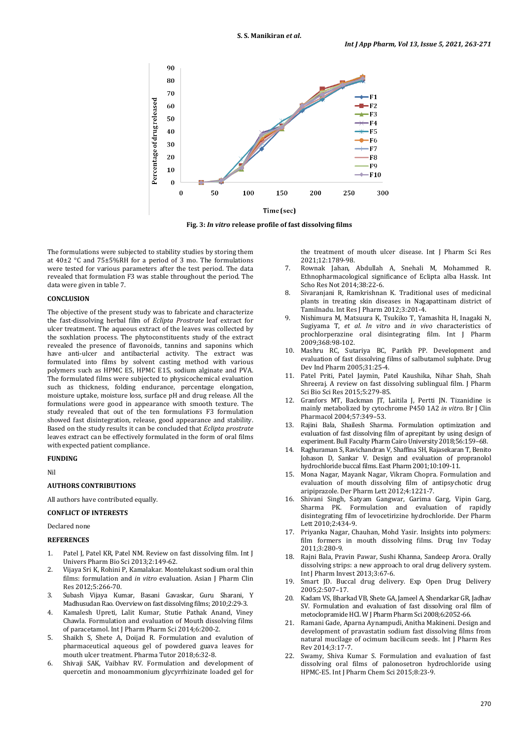Fig. 3: *In vitro* release profile of fast dissolving films

The formulations were subjected to stability studies by storing them at 40±2 °C and 75±5%RH for a period of 3 mo. The formulations were tested for various parameters after the test period. The data revealed that formulation F3 was stable throughout the period. The data were given in table 7.

## CONCLUSION

The objective of the present study was to fabricate and characterize the fast-dissolving herbal film of *Eclipta Prostrate* leaf extract for ulcer treatment. The aqueous extract of the leaves was collected by the soxhlation process. The phytoconstituents study of the extract revealed the presence of flavonoids, tannins and saponins which have anti-ulcer and antibacterial activity. The extract was formulated into films by solvent casting method with various polymers such as HPMC E5, HPMC E15, sodium alginate and PVA. The formulated films were subjected to physicochemical evaluation such as thickness, folding endurance, percentage elongation, moisture uptake, moisture loss, surface pH and drug release. All the formulations were good in appearance with smooth texture. The study revealed that out of the ten formulations F3 formulation showed fast disintegration, release, good appearance and stability. Based on the study results it can be concluded that *Eclipta prostrate* leaves extract can be effectively formulated in the form of oral films with expected patient compliance.

## FUNDING

Nil

## AUTHORS CONTRIBUTIONS

All authors have contributed equally.

## CONFLICT OF INTERESTS

Declared none

## REFERENCES

1. Patel J, Patel KR, Patel NM. Review on fast dissolving film. Int J Univers Pharm Bio Sci 2013;2:149-62.
2. Vijaya Sri K, Rohini P, Kamalakar. Montelukast sodium oral thin films: formulation and *in vitro* evaluation. Asian J Pharm Clin Res 2012;5:266-70.
3. Subash Vijaya Kumar, Basani Gavaskar, Guru Sharani, Y Madhusudan Rao. Overview on fast dissolving films; 2010;2:29-3.
4. Kamalesh Upreti, Lalit Kumar, Stutie Pathak Anand, Viney Chawla. Formulation and evaluation of Mouth dissolving films of paracetamol. Int J Pharm Pharm Sci 2014;6:200-2.
5. Shaikh S, Shete A, Doijad R. Formulation and evalution of pharmaceutical aqueous gel of powdered guava leaves for mouth ulcer treatment. Pharma Tutor 2018;6:32-8.
6. Shivaji SAK, Vaibhav RV. Formulation and development of quercetin and monoammonium glycyrrhizinate loaded gel for the treatment of mouth ulcer disease. Int J Pharm Sci Res 2021;12:1789-98.
7. Rownak Jahan, Abdullah A, Snehali M, Mohammed R. Ethnopharmacological significance of Eclipta alba Hassk. Int Scho Res Not 2014;38:22-6.
8. Sivaranjani R, Ramkrishnan K. Traditional uses of medicinal plants in treating skin diseases in Nagapattinam district of Tamilnadu. Int Res J Pharm 2012;3:201-4.
9. Nishimura M, Matsuura K, Tsukiko T, Yamashita H, Inagaki N, Sugiyama T, *et al*. *In vitro* and *in vivo* characteristics of prochlorperazine oral disintegrating film. Int J Pharm 2009;368:98-102.
10. Mashru RC, Sutariya BC, Parikh PP. Development and evaluation of fast dissolving films of salbutamol sulphate. Drug Dev Ind Pharm 2005;31:25-4.
11. Patel Priti, Patel Jaymin, Patel Kaushika, Nihar Shah, Shah Shreeraj. A review on fast dissolving sublingual film. J Pharm Sci Bio Sci Res 2015;5:279-85.
12. Granfors MT, Backman JT, Laitila J, Pertti JN. Tizanidine is mainly metabolized by cytochrome P450 1A2 *in vitro*. Br J Clin Pharmacol 2004;57:349–53.
13. Rajini Bala, Shailesh Sharma. Formulation optimization and evaluation of fast dissolving film of aprepitant by using design of experiment. Bull Faculty Pharm Cairo University 2018;56:159–68.
14. Raghuraman S, Ravichandran V, Shaffina SH, Rajasekaran T, Benito Johason D, Sankar V. Design and evaluation of propranolol hydrochloride buccal films. East Pharm 2001;10:109-11.
15. Mona Nagar, Mayank Nagar, Vikram Chopra. Formulation and evaluation of mouth dissolving film of antipsychotic drug aripiprazole. Der Pharm Lett 2012;4:1221-7.
16. Shivani Singh, Satyam Gangwar, Garima Garg, Vipin Garg, Sharma PK. Formulation and evaluation of rapidly disintegrating film of levocetirizine hydrochloride. Der Pharm Lett 2010;2:434-9.
17. Priyanka Nagar, Chauhan, Mohd Yasir. Insights into polymers: film formers in mouth dissolving films. Drug Inv Today 2011;3:280-9.
18. Rajni Bala, Pravin Pawar, Sushi Khanna, Sandeep Arora. Orally dissolving strips: a new approach to oral drug delivery system. Int J Pharm Invest 2013;3:67-6.
19. Smart JD. Buccal drug delivery. Exp Open Drug Delivery 2005;2:507–17.
20. Kadam VS, Bharkad VB, Shete GA, Jameel A, Shendarkar GR, Jadhav SV. Formulation and evaluation of fast dissolving oral film of metoclopramide HCl. W J Pharm Pharm Sci 2008;6:2052-66.
21. Ramani Gade, Aparna Aynampudi, Anitha Makineni. Design and development of pravastatin sodium fast dissolving films from natural mucilage of ocimum bacilicum seeds. Int J Pharm Res Rev 2014;3:17-7.
22. Swamy, Shiva Kumar S. Formulation and evaluation of fast dissolving oral films of palonosetron hydrochloride using HPMC-E5. Int J Pharm Chem Sci 2015;8:23-9.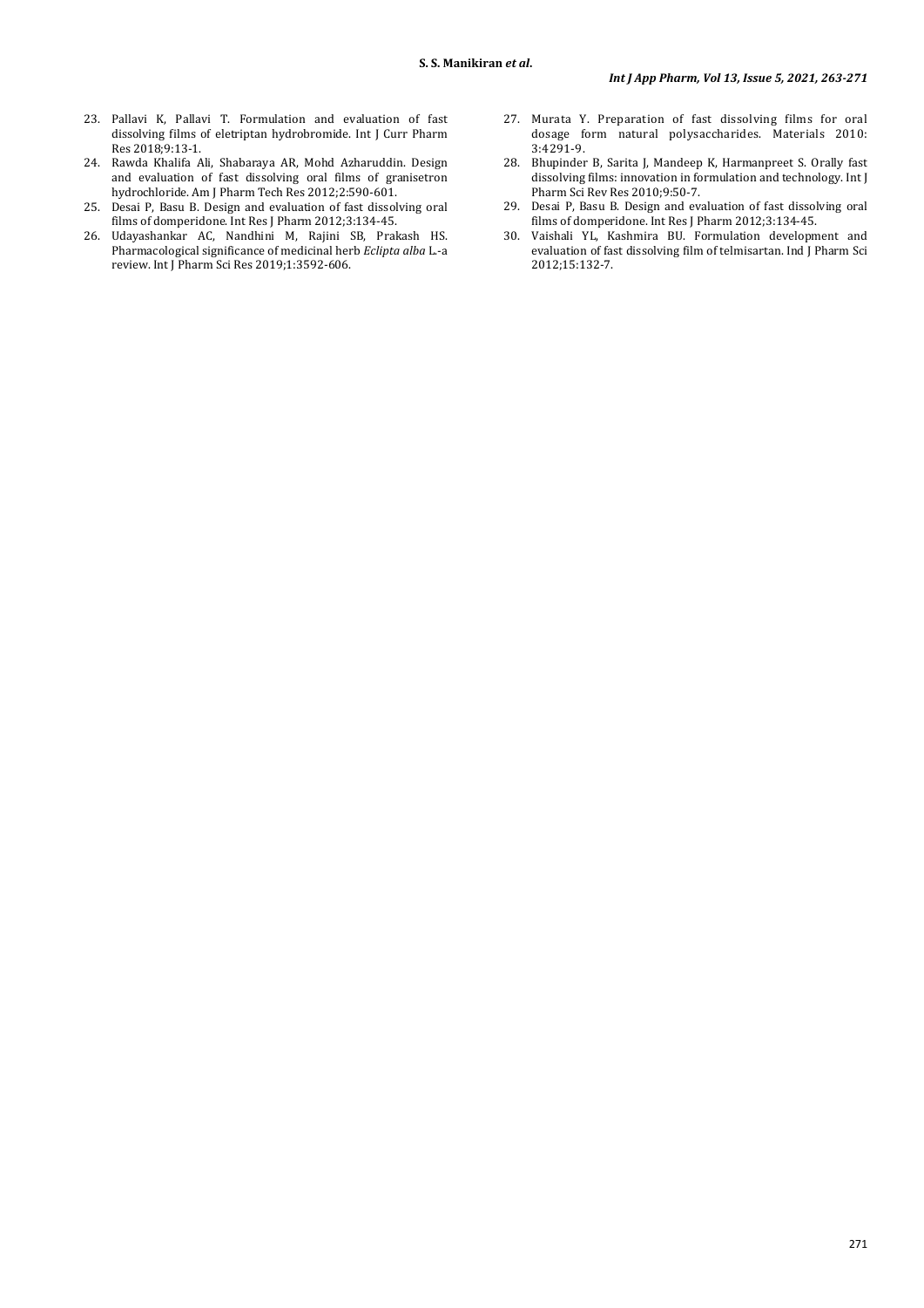23. Pallavi K, Pallavi T. Formulation and evaluation of fast dissolving films of eletriptan hydrobromide. Int J Curr Pharm Res 2018;9:13-1.
24. Rawda Khalifa Ali, Shabaraya AR, Mohd Azharuddin. Design and evaluation of fast dissolving oral films of granisetron hydrochloride. Am J Pharm Tech Res 2012;2:590-601.
25. Desai P, Basu B. Design and evaluation of fast dissolving oral films of domperidone. Int Res J Pharm 2012;3:134-45.
26. Udayashankar AC, Nandhini M, Rajini SB, Prakash HS. Pharmacological significance of medicinal herb *Eclipta alba* L.-a review. Int J Pharm Sci Res 2019;1:3592-606.
27. Murata Y. Preparation of fast dissolving films for oral dosage form natural polysaccharides. Materials 2010: 3:4291-9.
28. Bhupinder B, Sarita J, Mandeep K, Harmanpreet S. Orally fast dissolving films: innovation in formulation and technology. Int J Pharm Sci Rev Res 2010;9:50-7.
29. Desai P, Basu B. Design and evaluation of fast dissolving oral films of domperidone. Int Res J Pharm 2012;3:134-45.
30. Vaishali YL, Kashmira BU. Formulation development and evaluation of fast dissolving film of telmisartan. Ind J Pharm Sci 2012;15:132-7.